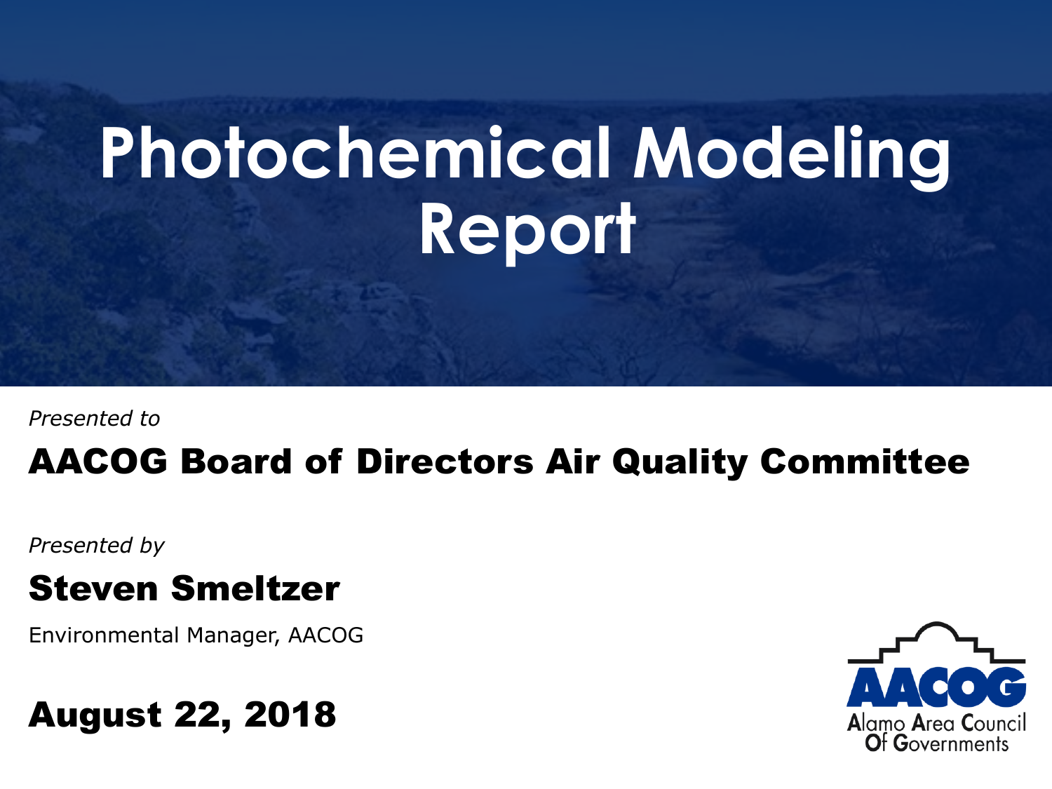# Photochemical Modeling Report

*Presented to*

**AACOG Board of Directors Air Quality Committee**

*Presented by*

**Steven Smeltzer**

Environmental Manager, AACOG

**August 22, 2018**

AACOG
Alamo Area Council Of Governments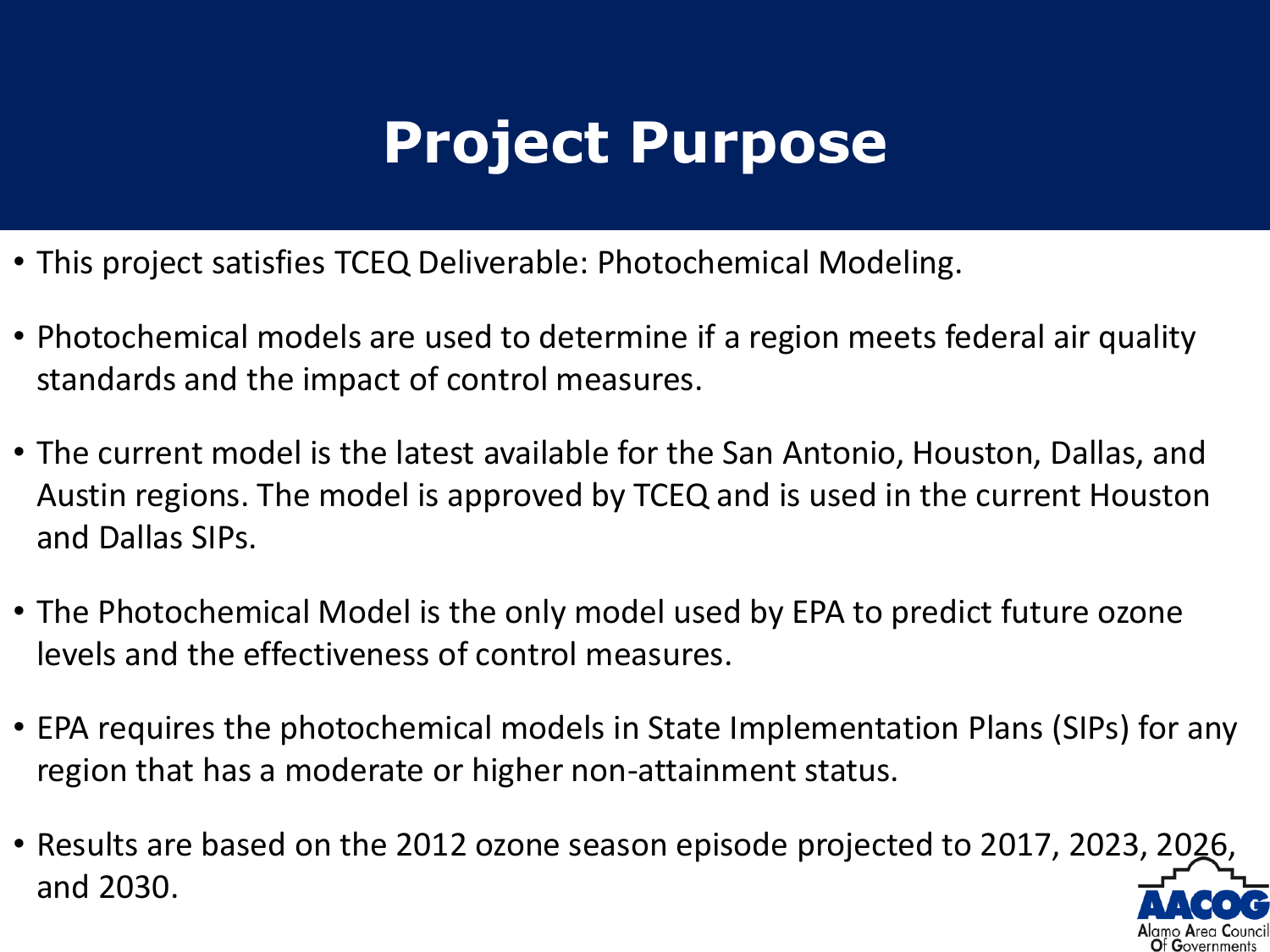# Project Purpose

- This project satisfies TCEQ Deliverable: Photochemical Modeling.
- Photochemical models are used to determine if a region meets federal air quality standards and the impact of control measures.
- The current model is the latest available for the San Antonio, Houston, Dallas, and Austin regions. The model is approved by TCEQ and is used in the current Houston and Dallas SIPs.
- The Photochemical Model is the only model used by EPA to predict future ozone levels and the effectiveness of control measures.
- EPA requires the photochemical models in State Implementation Plans (SIPs) for any region that has a moderate or higher non-attainment status.
- Results are based on the 2012 ozone season episode projected to 2017, 2023, 2026, and 2030.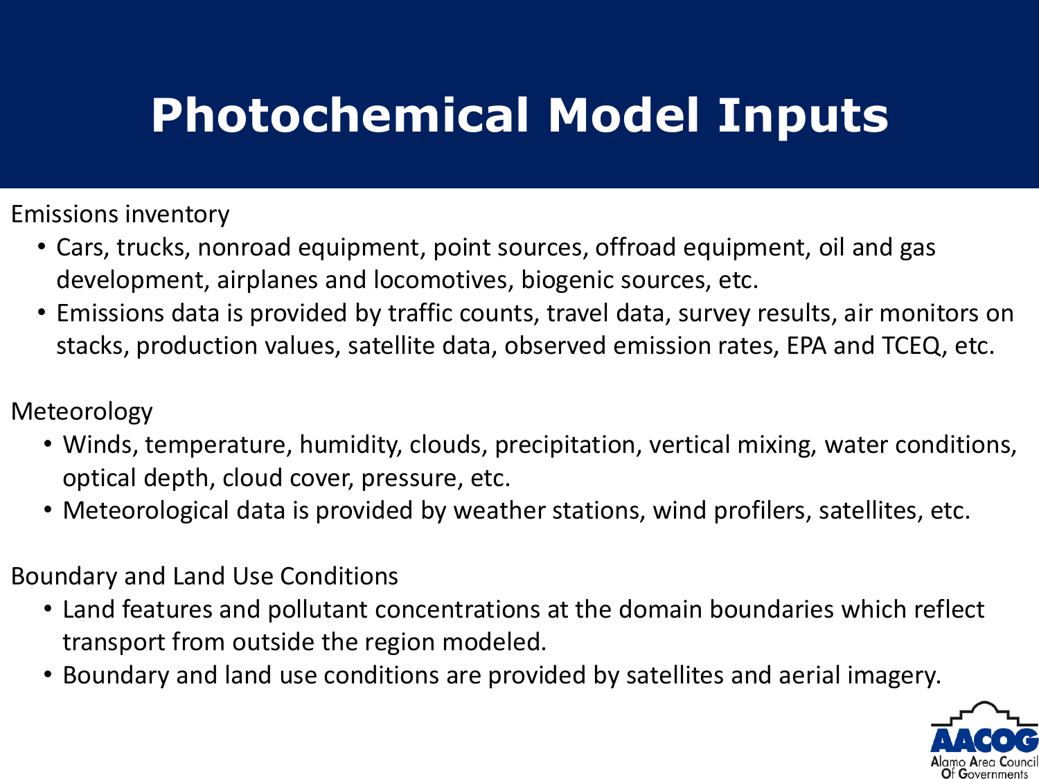# Photochemical Model Inputs

Emissions inventory

- Cars, trucks, nonroad equipment, point sources, offroad equipment, oil and gas development, airplanes and locomotives, biogenic sources, etc.
- Emissions data is provided by traffic counts, travel data, survey results, air monitors on stacks, production values, satellite data, observed emission rates, EPA and TCEQ, etc.

Meteorology

- Winds, temperature, humidity, clouds, precipitation, vertical mixing, water conditions, optical depth, cloud cover, pressure, etc.
- Meteorological data is provided by weather stations, wind profilers, satellites, etc.

Boundary and Land Use Conditions

- Land features and pollutant concentrations at the domain boundaries which reflect transport from outside the region modeled.
- Boundary and land use conditions are provided by satellites and aerial imagery.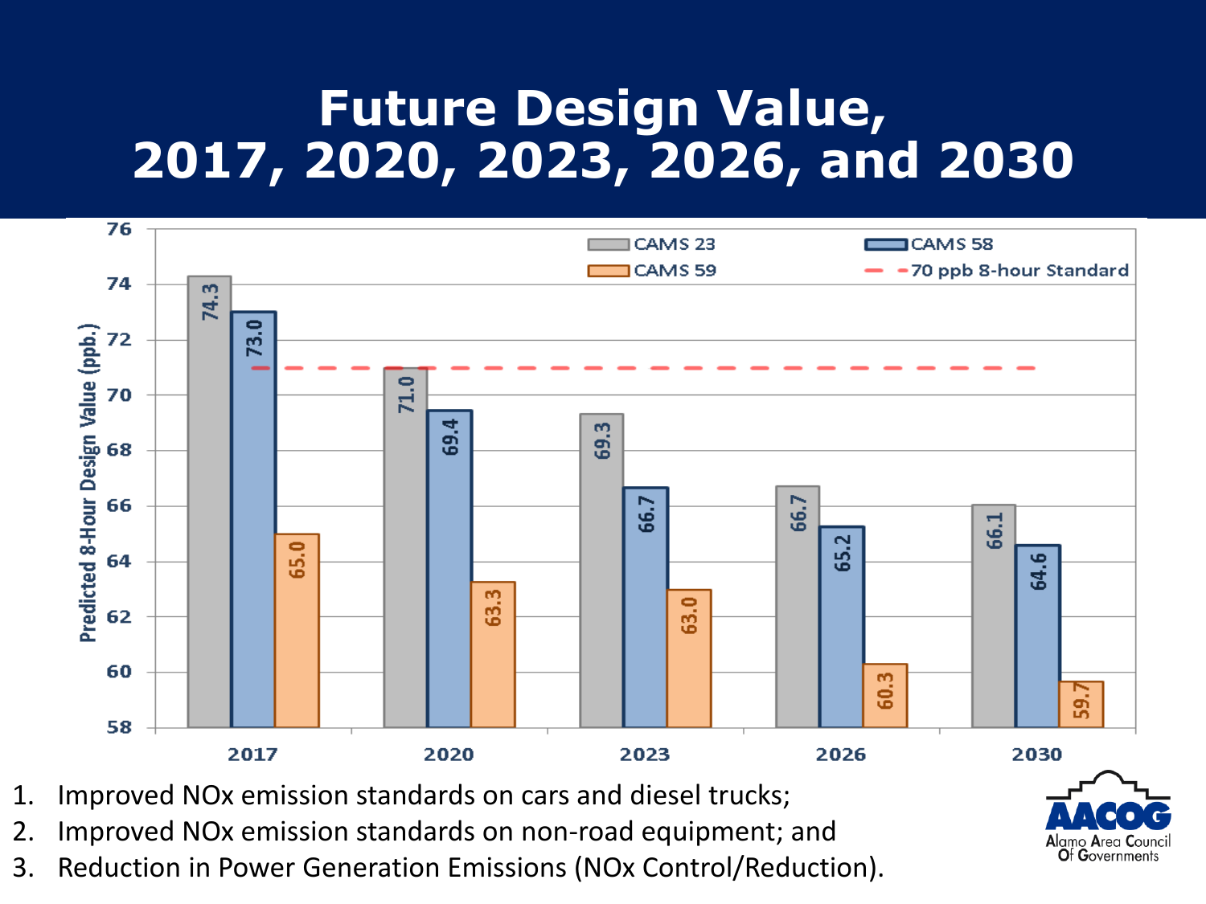# Future Design Value, 2017, 2020, 2023, 2026, and 2030

Predicted 8-Hour Design Value (ppb.)

| Year | CAMS 23 | CAMS 58 | CAMS 59 |
|---|---|---|---|
| 2017 | 74.3 | 73.0 | 65.0 |
| 2020 | 71.0 | 69.4 | 63.3 |
| 2023 | 69.3 | 66.7 | 63.0 |
| 2026 | 66.7 | 65.2 | 60.3 |
| 2030 | 66.1 | 64.6 | 59.7 |

70 ppb 8-hour Standard

1. Improved NOx emission standards on cars and diesel trucks;
2. Improved NOx emission standards on non-road equipment; and
3. Reduction in Power Generation Emissions (NOx Control/Reduction).

AACOG Alamo Area Council Of Governments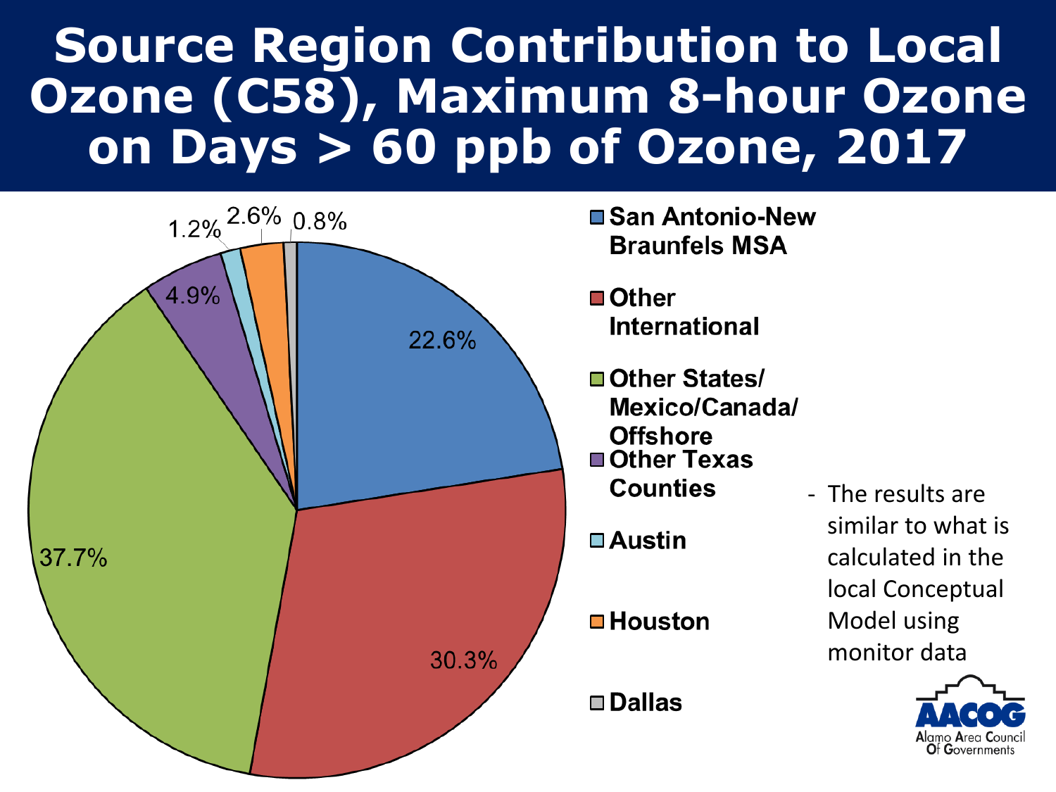# Source Region Contribution to Local Ozone (C58), Maximum 8-hour Ozone on Days > 60 ppb of Ozone, 2017

| Source Region | Contribution |
|---|---|
| San Antonio-New Braunfels MSA | 22.6% |
| Other International | 30.3% |
| Other States/ Mexico/Canada/ Offshore | 37.7% |
| Other Texas Counties | 4.9% |
| Austin | 1.2% |
| Houston | 2.6% |
| Dallas | 0.8% |

- The results are similar to what is calculated in the local Conceptual Model using monitor data

AACOG Alamo Area Council Of Governments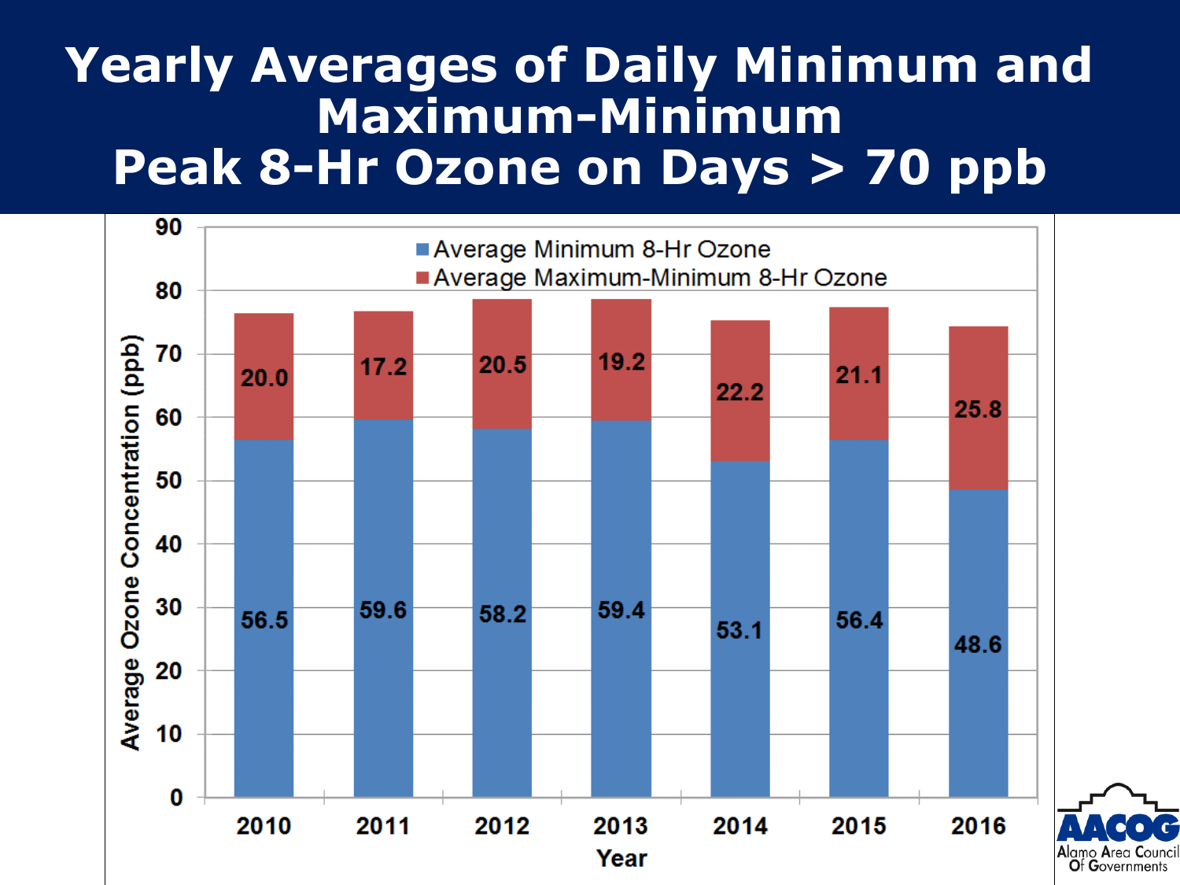# Yearly Averages of Daily Minimum and Maximum-Minimum Peak 8-Hr Ozone on Days > 70 ppb

| Year | Average Minimum 8-Hr Ozone | Average Maximum-Minimum 8-Hr Ozone |
|---|---|---|
| 2010 | 56.5 | 20.0 |
| 2011 | 59.6 | 17.2 |
| 2012 | 58.2 | 20.5 |
| 2013 | 59.4 | 19.2 |
| 2014 | 53.1 | 22.2 |
| 2015 | 56.4 | 21.1 |
| 2016 | 48.6 | 25.8 |

Average Ozone Concentration (ppb)

Year

AACOG Alamo Area Council Of Governments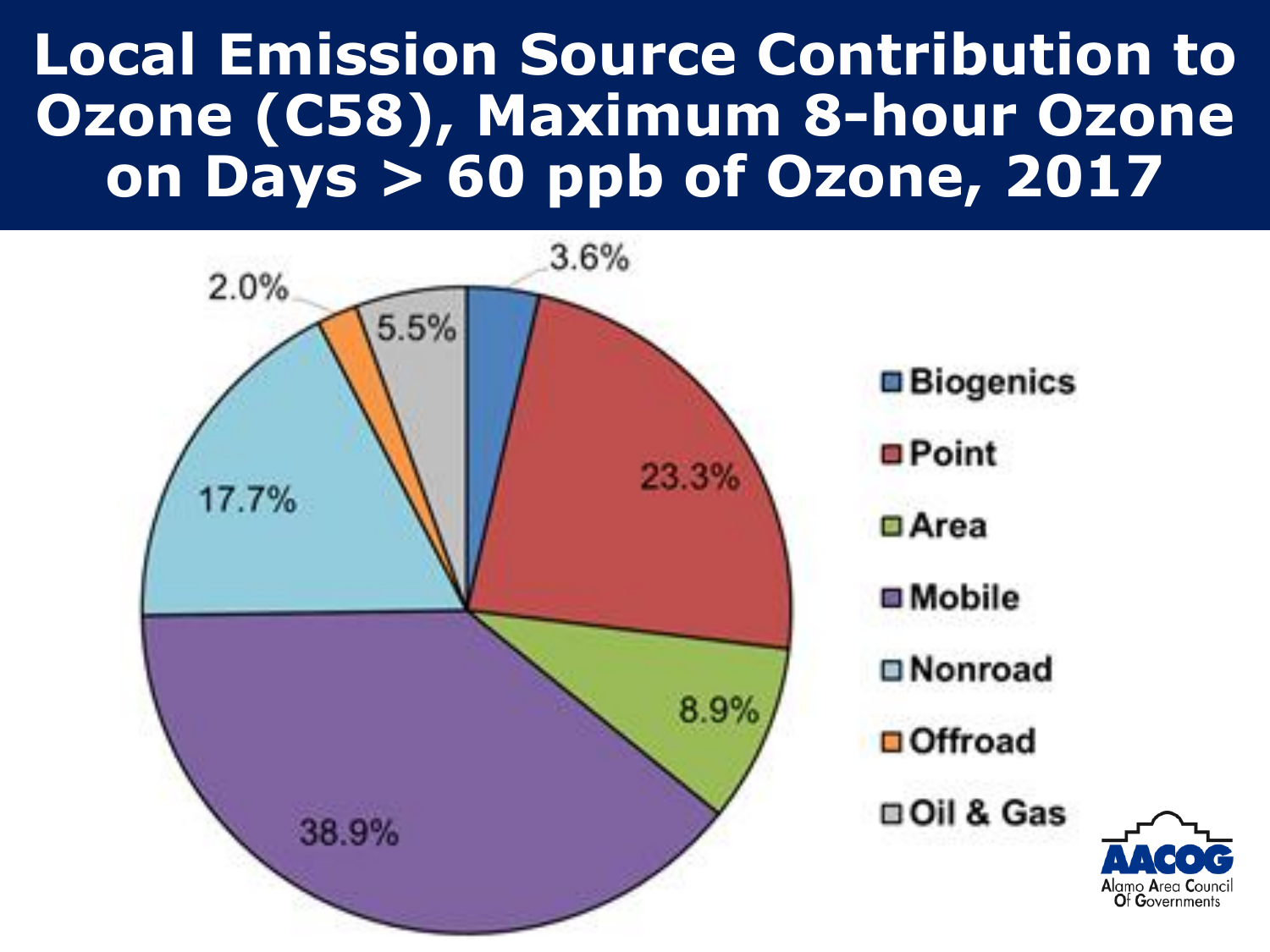# Local Emission Source Contribution to Ozone (C58), Maximum 8-hour Ozone on Days > 60 ppb of Ozone, 2017

| Source | Contribution |
|---|---|
| Biogenics | 3.6% |
| Point | 23.3% |
| Area | 8.9% |
| Mobile | 38.9% |
| Nonroad | 17.7% |
| Offroad | 2.0% |
| Oil & Gas | 5.5% |

AACOG
Alamo Area Council Of Governments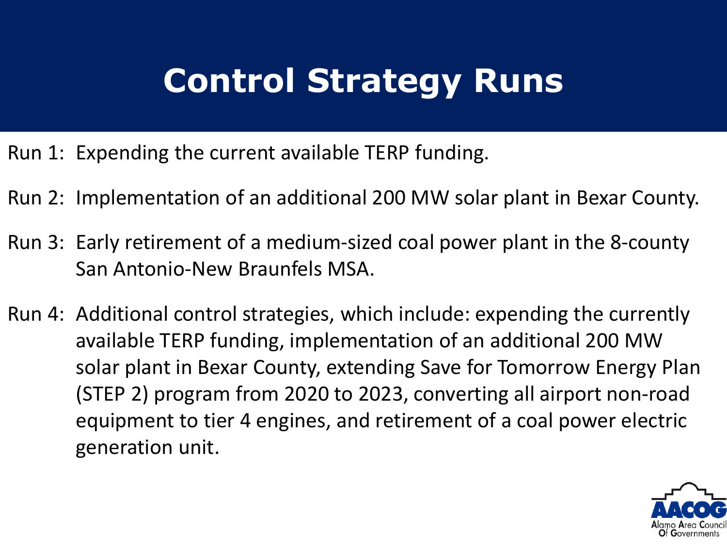# Control Strategy Runs

Run 1: Expending the current available TERP funding.

Run 2: Implementation of an additional 200 MW solar plant in Bexar County.

Run 3: Early retirement of a medium-sized coal power plant in the 8-county San Antonio-New Braunfels MSA.

Run 4: Additional control strategies, which include: expending the currently available TERP funding, implementation of an additional 200 MW solar plant in Bexar County, extending Save for Tomorrow Energy Plan (STEP 2) program from 2020 to 2023, converting all airport non-road equipment to tier 4 engines, and retirement of a coal power electric generation unit.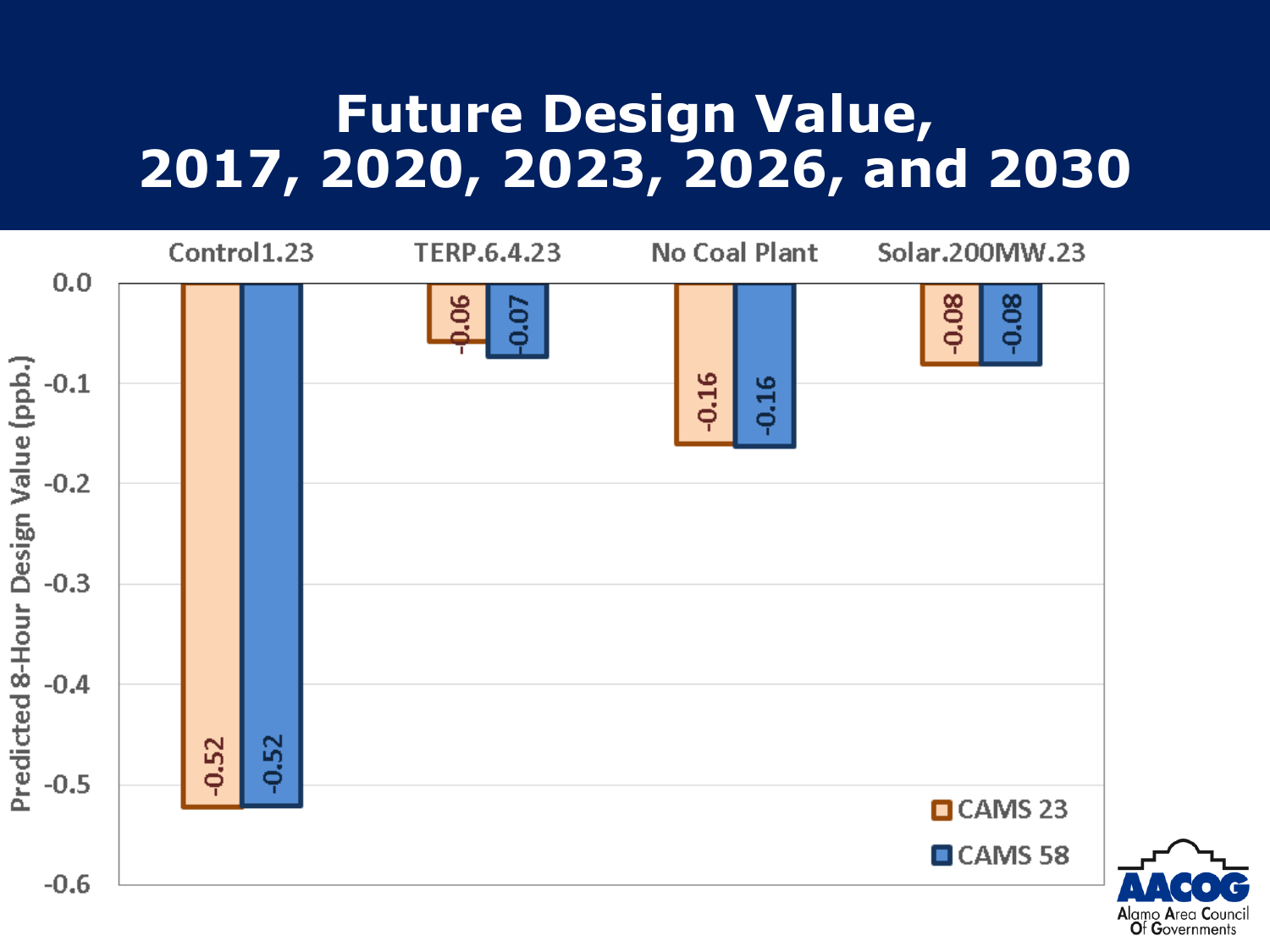# Future Design Value, 2017, 2020, 2023, 2026, and 2030

| Scenario | CAMS 23 | CAMS 58 |
|---|---|---|
| Control1.23 | -0.52 | -0.52 |
| TERP.6.4.23 | -0.06 | -0.07 |
| No Coal Plant | -0.16 | -0.16 |
| Solar.200MW.23 | -0.08 | -0.08 |

Predicted 8-Hour Design Value (ppb.)

AACOG Alamo Area Council Of Governments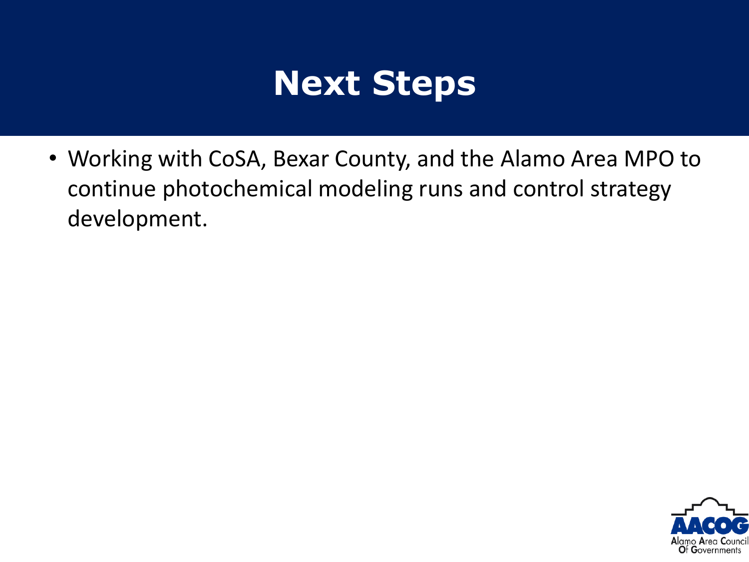# Next Steps

- Working with CoSA, Bexar County, and the Alamo Area MPO to continue photochemical modeling runs and control strategy development.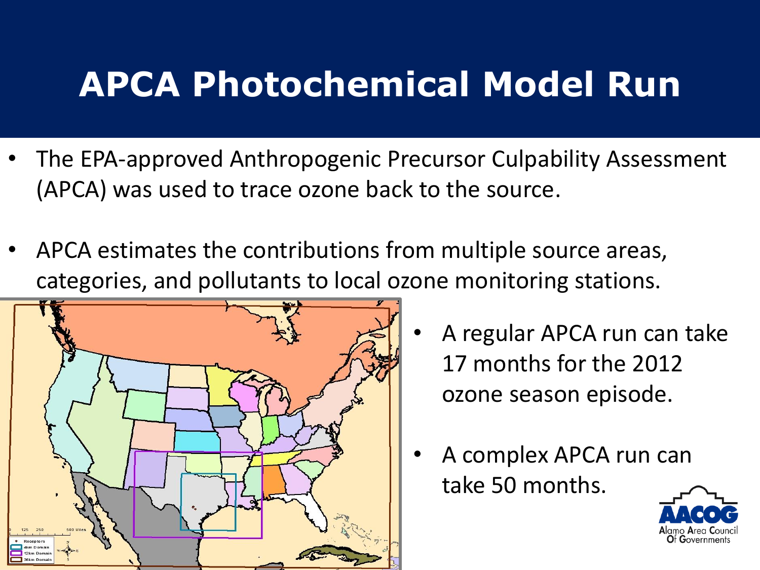# APCA Photochemical Model Run

- The EPA-approved Anthropogenic Precursor Culpability Assessment (APCA) was used to trace ozone back to the source.
- APCA estimates the contributions from multiple source areas, categories, and pollutants to local ozone monitoring stations.
- A regular APCA run can take 17 months for the 2012 ozone season episode.
- A complex APCA run can take 50 months.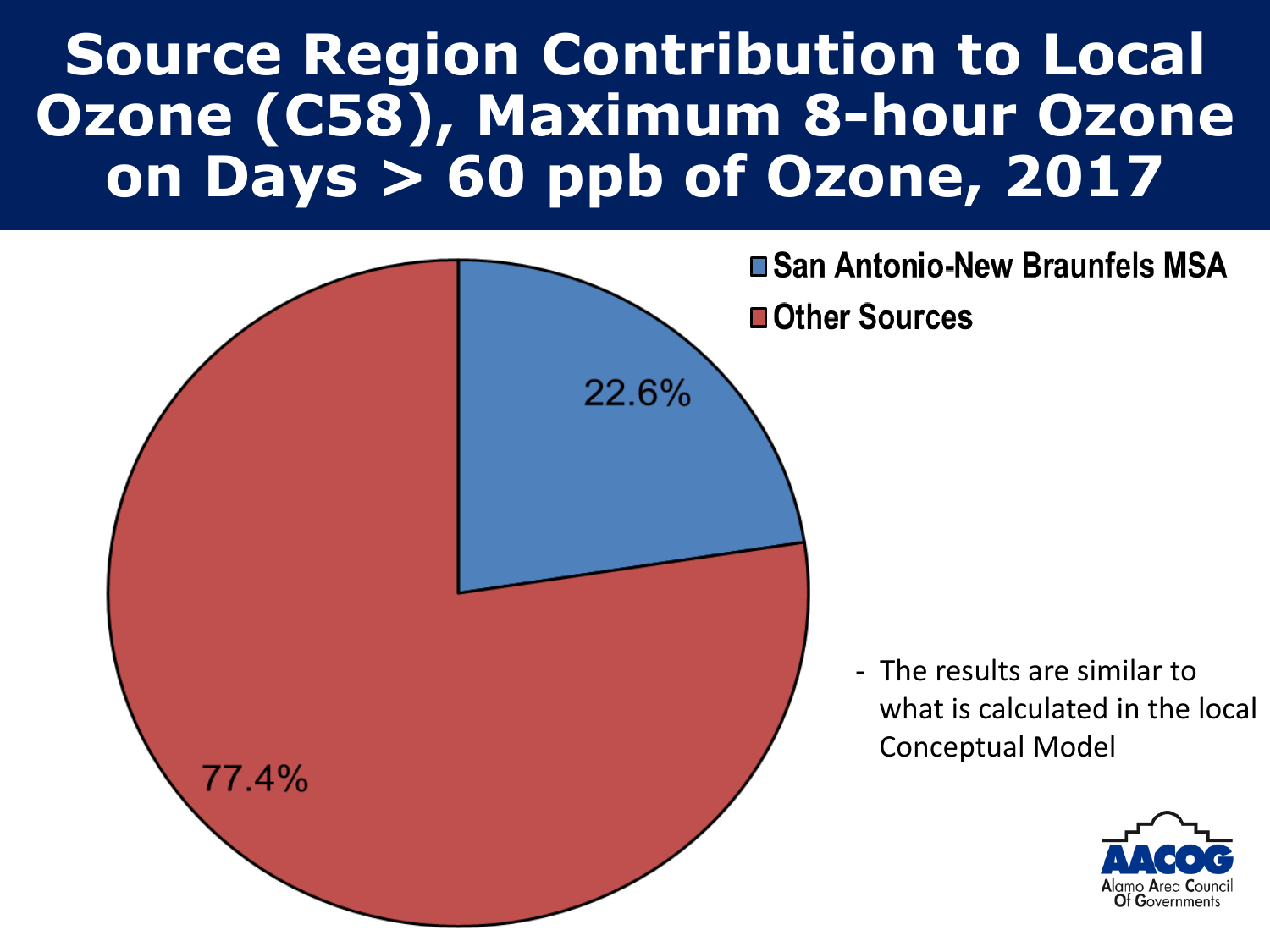# Source Region Contribution to Local Ozone (C58), Maximum 8-hour Ozone on Days > 60 ppb of Ozone, 2017

San Antonio-New Braunfels MSA

Other Sources

22.6%

77.4%

- The results are similar to what is calculated in the local Conceptual Model

AACOG
Alamo Area Council Of Governments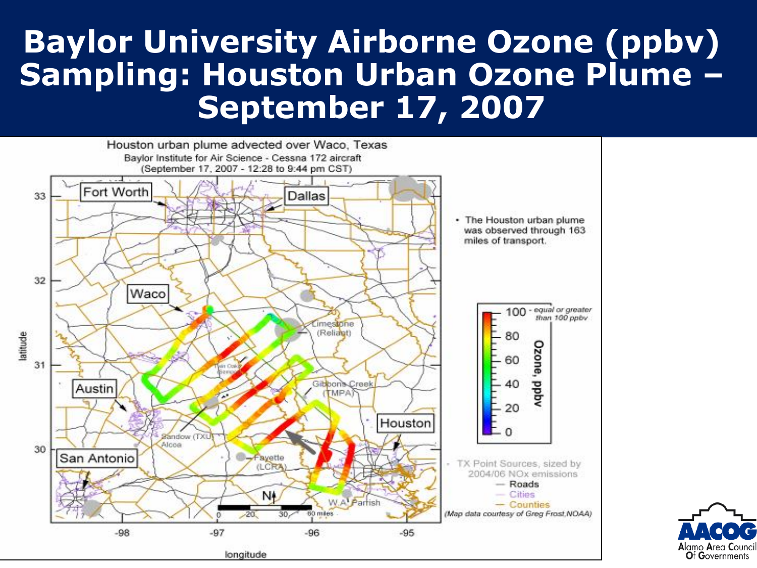# Baylor University Airborne Ozone (ppbv) Sampling: Houston Urban Ozone Plume – September 17, 2007

Houston urban plume advected over Waco, Texas
Baylor Institute for Air Science - Cessna 172 aircraft
(September 17, 2007 - 12:28 to 9:44 pm CST)

- The Houston urban plume was observed through 163 miles of transport.

Ozone, ppbv: 0 – 100 (100 - equal or greater than 100 ppbv)

TX Point Sources, sized by 2004/06 NOx emissions
— Roads
— Cities
— Counties

(Map data courtesy of Greg Frost,NOAA)

Map labels: Fort Worth, Dallas, Waco, Austin, San Antonio, Houston, Limestone (Reliant), Gibbons Creek (TMPA), Sandow (TXU) Alcoa, Fayette (LCRA), W.A. Parrish

Scale: 0, 20, 30, 60 miles

latitude: 30, 31, 32, 33
longitude: -98, -97, -96, -95

AACOG — Alamo Area Council Of Governments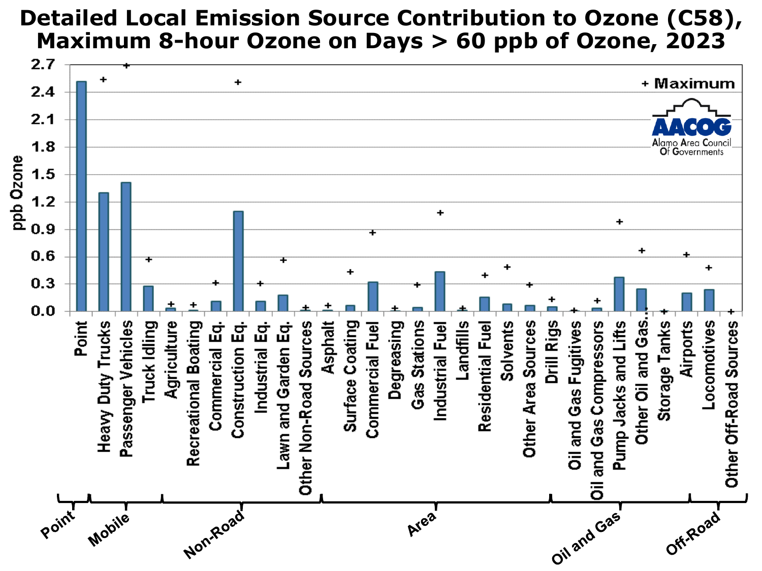# Detailed Local Emission Source Contribution to Ozone (C58), Maximum 8-hour Ozone on Days > 60 ppb of Ozone, 2023

| Category | Source | ppb Ozone (approx.) | Maximum (approx.) |
|---|---|---|---|
| Point | Point | 2.51 | |
| Mobile | Heavy Duty Trucks | 1.30 | 2.54 |
| Mobile | Passenger Vehicles | 1.41 | 2.69 |
| Mobile | Truck Idling | 0.27 | 0.57 |
| Non-Road | Agriculture | 0.03 | 0.08 |
| Non-Road | Recreational Boating | 0.01 | 0.07 |
| Non-Road | Commercial Eq. | 0.11 | 0.31 |
| Non-Road | Construction Eq. | 1.10 | 2.51 |
| Non-Road | Industrial Eq. | 0.11 | 0.30 |
| Non-Road | Lawn and Garden Eq. | 0.17 | 0.56 |
| Non-Road | Other Non-Road Sources | 0.01 | 0.04 |
| Area | Asphalt | 0.01 | 0.06 |
| Area | Surface Coating | 0.06 | 0.43 |
| Area | Commercial Fuel | 0.32 | 0.86 |
| Area | Degreasing | 0.01 | 0.03 |
| Area | Gas Stations | 0.04 | 0.29 |
| Area | Industrial Fuel | 0.43 | 1.08 |
| Area | Landfills | 0.01 | 0.03 |
| Area | Residential Fuel | 0.15 | 0.39 |
| Area | Solvents | 0.08 | 0.48 |
| Area | Other Area Sources | 0.06 | 0.29 |
| Oil and Gas | Drill Rigs | 0.05 | 0.13 |
| Oil and Gas | Oil and Gas Fugitives | 0.00 | 0.01 |
| Oil and Gas | Oil and Gas Compressors | 0.03 | 0.12 |
| Oil and Gas | Pump Jacks and Lifts | 0.37 | 0.98 |
| Oil and Gas | Other Oil and Gas... | 0.24 | 0.67 |
| Oil and Gas | Storage Tanks | 0.00 | 0.00 |
| Off-Road | Airports | 0.20 | 0.62 |
| Off-Road | Locomotives | 0.23 | 0.48 |
| Off-Road | Other Off-Road Sources | 0.00 | 0.00 |

+ Maximum

AACOG — Alamo Area Council Of Governments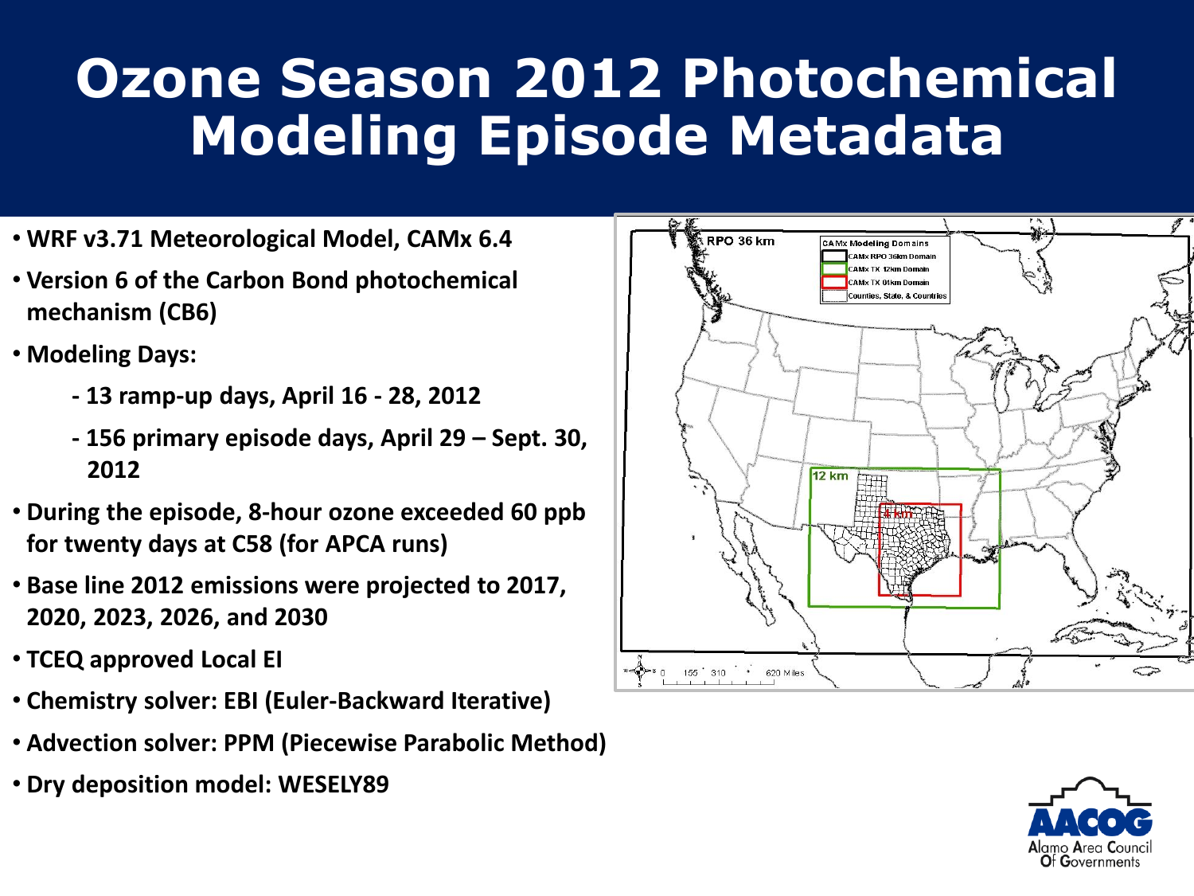# Ozone Season 2012 Photochemical Modeling Episode Metadata

- **WRF v3.71 Meteorological Model, CAMx 6.4**
- **Version 6 of the Carbon Bond photochemical mechanism (CB6)**
- **Modeling Days:**
  - **- 13 ramp-up days, April 16 - 28, 2012**
  - **- 156 primary episode days, April 29 – Sept. 30, 2012**
- **During the episode, 8-hour ozone exceeded 60 ppb for twenty days at C58 (for APCA runs)**
- **Base line 2012 emissions were projected to 2017, 2020, 2023, 2026, and 2030**
- **TCEQ approved Local EI**
- **Chemistry solver: EBI (Euler-Backward Iterative)**
- **Advection solver: PPM (Piecewise Parabolic Method)**
- **Dry deposition model: WESELY89**

RPO 36 km

CAMx Modeling Domains
CAMx RPO 36km Domain
CAMx TX 12km Domain
CAMx TX 04km Domain
Counties, State, & Countries

12 km

4 km

0 155 310 620 Miles

AACOG
Alamo Area Council Of Governments